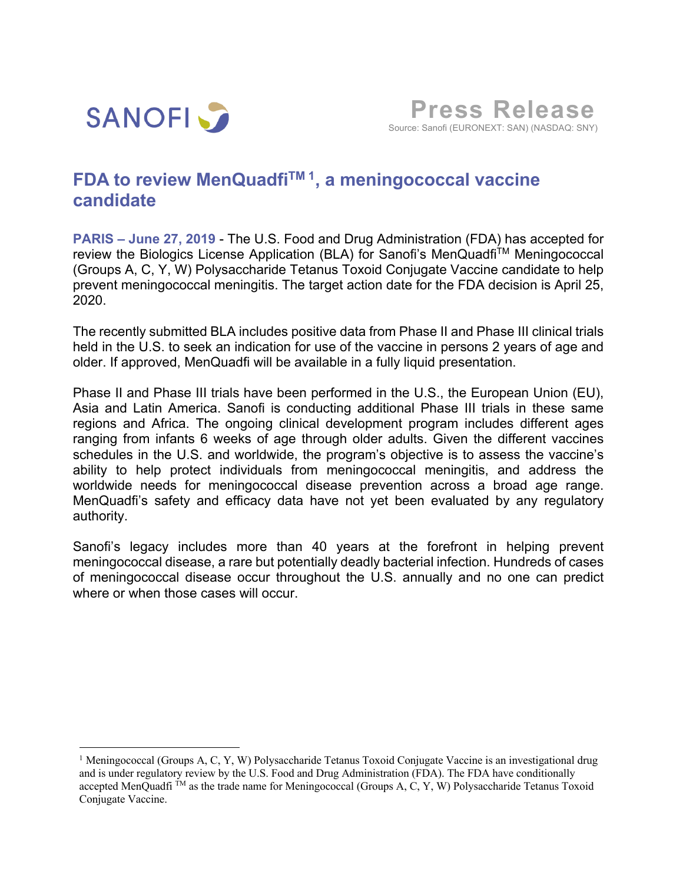SANOFI

Press Release
Source: Sanofi (EURONEXT: SAN) (NASDAQ: SNY)

# FDA to review MenQuadfi™ [1], a meningococcal vaccine candidate

**PARIS – June 27, 2019** - The U.S. Food and Drug Administration (FDA) has accepted for review the Biologics License Application (BLA) for Sanofi's MenQuadfi™ Meningococcal (Groups A, C, Y, W) Polysaccharide Tetanus Toxoid Conjugate Vaccine candidate to help prevent meningococcal meningitis. The target action date for the FDA decision is April 25, 2020.

The recently submitted BLA includes positive data from Phase II and Phase III clinical trials held in the U.S. to seek an indication for use of the vaccine in persons 2 years of age and older. If approved, MenQuadfi will be available in a fully liquid presentation.

Phase II and Phase III trials have been performed in the U.S., the European Union (EU), Asia and Latin America. Sanofi is conducting additional Phase III trials in these same regions and Africa. The ongoing clinical development program includes different ages ranging from infants 6 weeks of age through older adults. Given the different vaccines schedules in the U.S. and worldwide, the program's objective is to assess the vaccine's ability to help protect individuals from meningococcal meningitis, and address the worldwide needs for meningococcal disease prevention across a broad age range. MenQuadfi's safety and efficacy data have not yet been evaluated by any regulatory authority.

Sanofi's legacy includes more than 40 years at the forefront in helping prevent meningococcal disease, a rare but potentially deadly bacterial infection. Hundreds of cases of meningococcal disease occur throughout the U.S. annually and no one can predict where or when those cases will occur.

---

[1] Meningococcal (Groups A, C, Y, W) Polysaccharide Tetanus Toxoid Conjugate Vaccine is an investigational drug and is under regulatory review by the U.S. Food and Drug Administration (FDA). The FDA have conditionally accepted MenQuadfi ™ as the trade name for Meningococcal (Groups A, C, Y, W) Polysaccharide Tetanus Toxoid Conjugate Vaccine.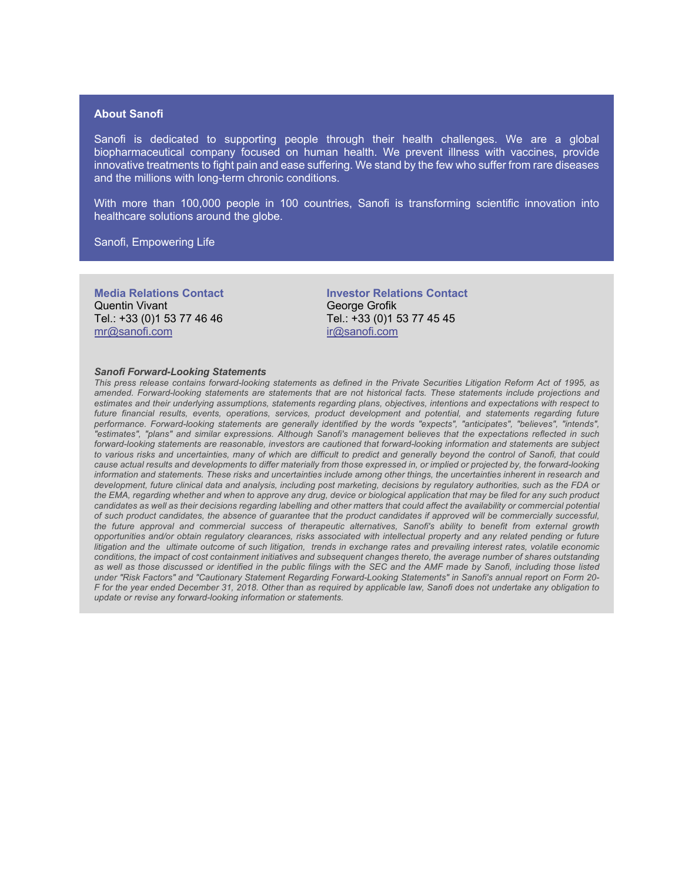### About Sanofi

Sanofi is dedicated to supporting people through their health challenges. We are a global biopharmaceutical company focused on human health. We prevent illness with vaccines, provide innovative treatments to fight pain and ease suffering. We stand by the few who suffer from rare diseases and the millions with long-term chronic conditions.

With more than 100,000 people in 100 countries, Sanofi is transforming scientific innovation into healthcare solutions around the globe.

Sanofi, Empowering Life

**Media Relations Contact**
Quentin Vivant
Tel.: +33 (0)1 53 77 46 46
mr@sanofi.com

**Investor Relations Contact**
George Grofik
Tel.: +33 (0)1 53 77 45 45
ir@sanofi.com

***Sanofi Forward-Looking Statements***

*This press release contains forward-looking statements as defined in the Private Securities Litigation Reform Act of 1995, as amended. Forward-looking statements are statements that are not historical facts. These statements include projections and estimates and their underlying assumptions, statements regarding plans, objectives, intentions and expectations with respect to future financial results, events, operations, services, product development and potential, and statements regarding future performance. Forward-looking statements are generally identified by the words "expects", "anticipates", "believes", "intends", "estimates", "plans" and similar expressions. Although Sanofi's management believes that the expectations reflected in such forward-looking statements are reasonable, investors are cautioned that forward-looking information and statements are subject to various risks and uncertainties, many of which are difficult to predict and generally beyond the control of Sanofi, that could cause actual results and developments to differ materially from those expressed in, or implied or projected by, the forward-looking information and statements. These risks and uncertainties include among other things, the uncertainties inherent in research and development, future clinical data and analysis, including post marketing, decisions by regulatory authorities, such as the FDA or the EMA, regarding whether and when to approve any drug, device or biological application that may be filed for any such product candidates as well as their decisions regarding labelling and other matters that could affect the availability or commercial potential of such product candidates, the absence of guarantee that the product candidates if approved will be commercially successful, the future approval and commercial success of therapeutic alternatives, Sanofi's ability to benefit from external growth opportunities and/or obtain regulatory clearances, risks associated with intellectual property and any related pending or future litigation and the ultimate outcome of such litigation, trends in exchange rates and prevailing interest rates, volatile economic conditions, the impact of cost containment initiatives and subsequent changes thereto, the average number of shares outstanding as well as those discussed or identified in the public filings with the SEC and the AMF made by Sanofi, including those listed under "Risk Factors" and "Cautionary Statement Regarding Forward-Looking Statements" in Sanofi's annual report on Form 20-F for the year ended December 31, 2018. Other than as required by applicable law, Sanofi does not undertake any obligation to update or revise any forward-looking information or statements.*